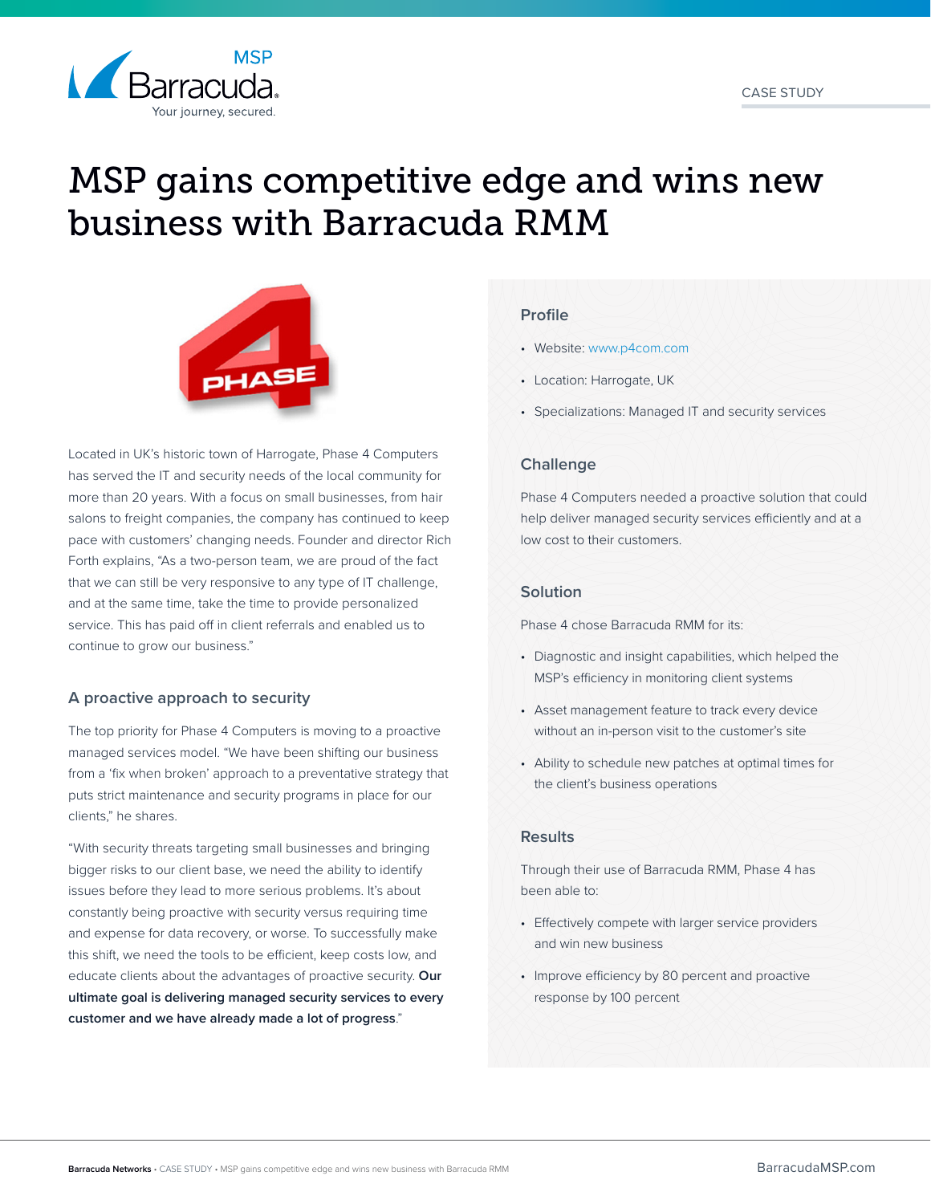CASE STUDY

# MSP gains competitive edge and wins new business with Barracuda RMM

Located in UK's historic town of Harrogate, Phase 4 Computers has served the IT and security needs of the local community for more than 20 years. With a focus on small businesses, from hair salons to freight companies, the company has continued to keep pace with customers' changing needs. Founder and director Rich Forth explains, "As a two-person team, we are proud of the fact that we can still be very responsive to any type of IT challenge, and at the same time, take the time to provide personalized service. This has paid off in client referrals and enabled us to continue to grow our business."

## A proactive approach to security

The top priority for Phase 4 Computers is moving to a proactive managed services model. "We have been shifting our business from a 'fix when broken' approach to a preventative strategy that puts strict maintenance and security programs in place for our clients," he shares.

"With security threats targeting small businesses and bringing bigger risks to our client base, we need the ability to identify issues before they lead to more serious problems. It's about constantly being proactive with security versus requiring time and expense for data recovery, or worse. To successfully make this shift, we need the tools to be efficient, keep costs low, and educate clients about the advantages of proactive security. **Our ultimate goal is delivering managed security services to every customer and we have already made a lot of progress**."

### Profile

- Website: www.p4com.com
- Location: Harrogate, UK
- Specializations: Managed IT and security services

### Challenge

Phase 4 Computers needed a proactive solution that could help deliver managed security services efficiently and at a low cost to their customers.

### Solution

Phase 4 chose Barracuda RMM for its:

- Diagnostic and insight capabilities, which helped the MSP's efficiency in monitoring client systems
- Asset management feature to track every device without an in-person visit to the customer's site
- Ability to schedule new patches at optimal times for the client's business operations

### Results

Through their use of Barracuda RMM, Phase 4 has been able to:

- Effectively compete with larger service providers and win new business
- Improve efficiency by 80 percent and proactive response by 100 percent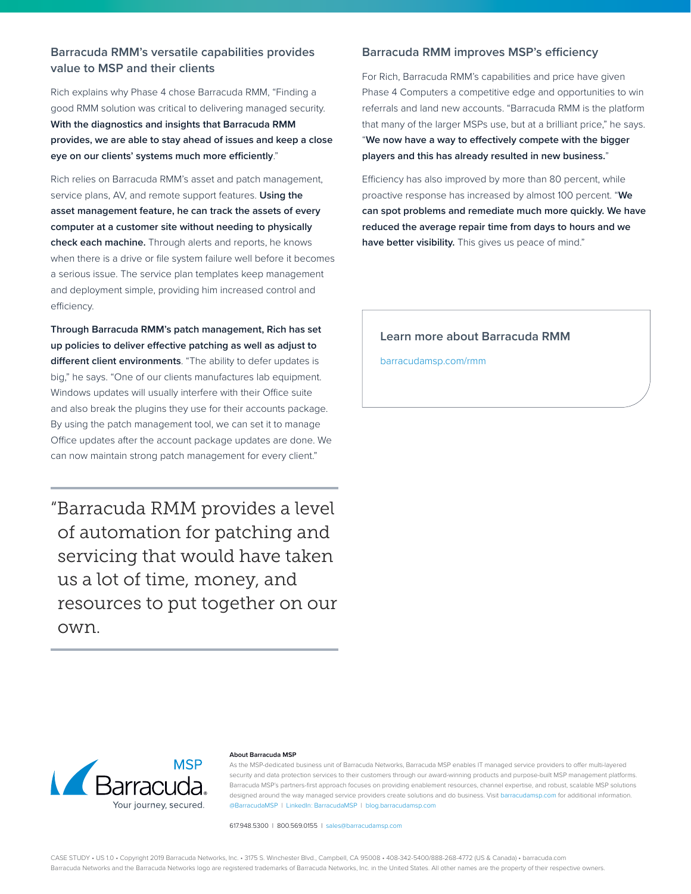## Barracuda RMM's versatile capabilities provides value to MSP and their clients

Rich explains why Phase 4 chose Barracuda RMM, "Finding a good RMM solution was critical to delivering managed security. **With the diagnostics and insights that Barracuda RMM provides, we are able to stay ahead of issues and keep a close eye on our clients' systems much more efficiently**."

Rich relies on Barracuda RMM's asset and patch management, service plans, AV, and remote support features. **Using the asset management feature, he can track the assets of every computer at a customer site without needing to physically check each machine.** Through alerts and reports, he knows when there is a drive or file system failure well before it becomes a serious issue. The service plan templates keep management and deployment simple, providing him increased control and efficiency.

**Through Barracuda RMM's patch management, Rich has set up policies to deliver effective patching as well as adjust to different client environments**. "The ability to defer updates is big," he says. "One of our clients manufactures lab equipment. Windows updates will usually interfere with their Office suite and also break the plugins they use for their accounts package. By using the patch management tool, we can set it to manage Office updates after the account package updates are done. We can now maintain strong patch management for every client."

> "Barracuda RMM provides a level of automation for patching and servicing that would have taken us a lot of time, money, and resources to put together on our own.

## Barracuda RMM improves MSP's efficiency

For Rich, Barracuda RMM's capabilities and price have given Phase 4 Computers a competitive edge and opportunities to win referrals and land new accounts. "Barracuda RMM is the platform that many of the larger MSPs use, but at a brilliant price," he says. "**We now have a way to effectively compete with the bigger players and this has already resulted in new business.**"

Efficiency has also improved by more than 80 percent, while proactive response has increased by almost 100 percent. "**We can spot problems and remediate much more quickly. We have reduced the average repair time from days to hours and we have better visibility.** This gives us peace of mind."

### Learn more about Barracuda RMM

barracudamsp.com/rmm

MSP Barracuda. Your journey, secured.

**About Barracuda MSP**

As the MSP-dedicated business unit of Barracuda Networks, Barracuda MSP enables IT managed service providers to offer multi-layered security and data protection services to their customers through our award-winning products and purpose-built MSP management platforms. Barracuda MSP's partners-first approach focuses on providing enablement resources, channel expertise, and robust, scalable MSP solutions designed around the way managed service providers create solutions and do business. Visit barracudamsp.com for additional information.
@BarracudaMSP | LinkedIn: BarracudaMSP | blog.barracudamsp.com

617.948.5300 | 800.569.0155 | sales@barracudamsp.com

CASE STUDY • US 1.0 • Copyright 2019 Barracuda Networks, Inc. • 3175 S. Winchester Blvd., Campbell, CA 95008 • 408-342-5400/888-268-4772 (US & Canada) • barracuda.com
Barracuda Networks and the Barracuda Networks logo are registered trademarks of Barracuda Networks, Inc. in the United States. All other names are the property of their respective owners.